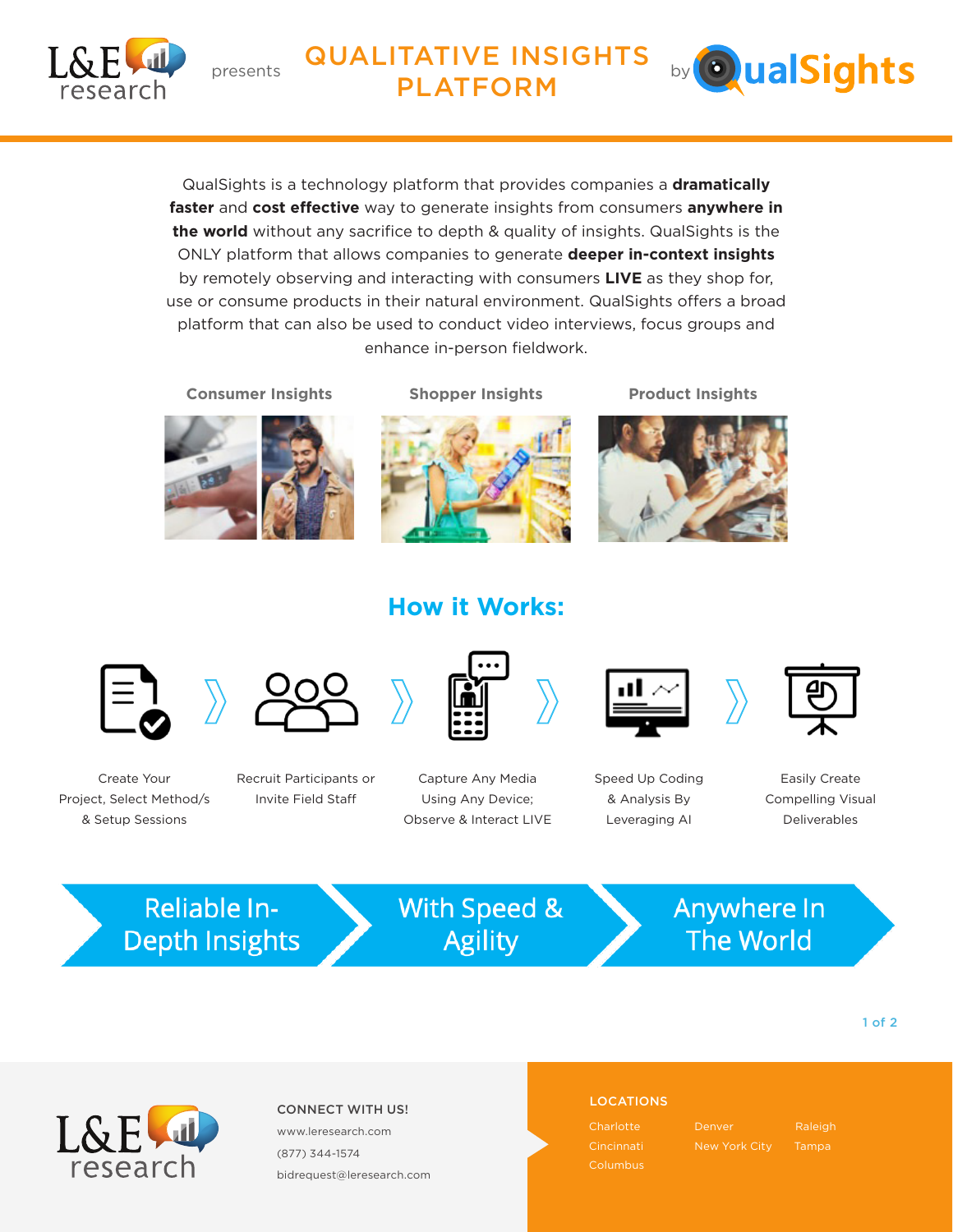L&E research presents

# QUALITATIVE INSIGHTS PLATFORM

by QualSights

QualSights is a technology platform that provides companies a **dramatically faster** and **cost effective** way to generate insights from consumers **anywhere in the world** without any sacrifice to depth & quality of insights. QualSights is the ONLY platform that allows companies to generate **deeper in-context insights** by remotely observing and interacting with consumers **LIVE** as they shop for, use or consume products in their natural environment. QualSights offers a broad platform that can also be used to conduct video interviews, focus groups and enhance in-person fieldwork.

**Consumer Insights** | **Shopper Insights** | **Product Insights**

## How it Works:

1. Create Your Project, Select Method/s & Setup Sessions
2. Recruit Participants or Invite Field Staff
3. Capture Any Media Using Any Device; Observe & Interact LIVE
4. Speed Up Coding & Analysis By Leveraging AI
5. Easily Create Compelling Visual Deliverables

**Reliable In-Depth Insights** › **With Speed & Agility** › **Anywhere In The World**

L&E research

**CONNECT WITH US!**

www.leresearch.com

(877) 344-1574

bidrequest@leresearch.com

**LOCATIONS**

- Charlotte
- Cincinnati
- Columbus
- Denver
- New York City
- Raleigh
- Tampa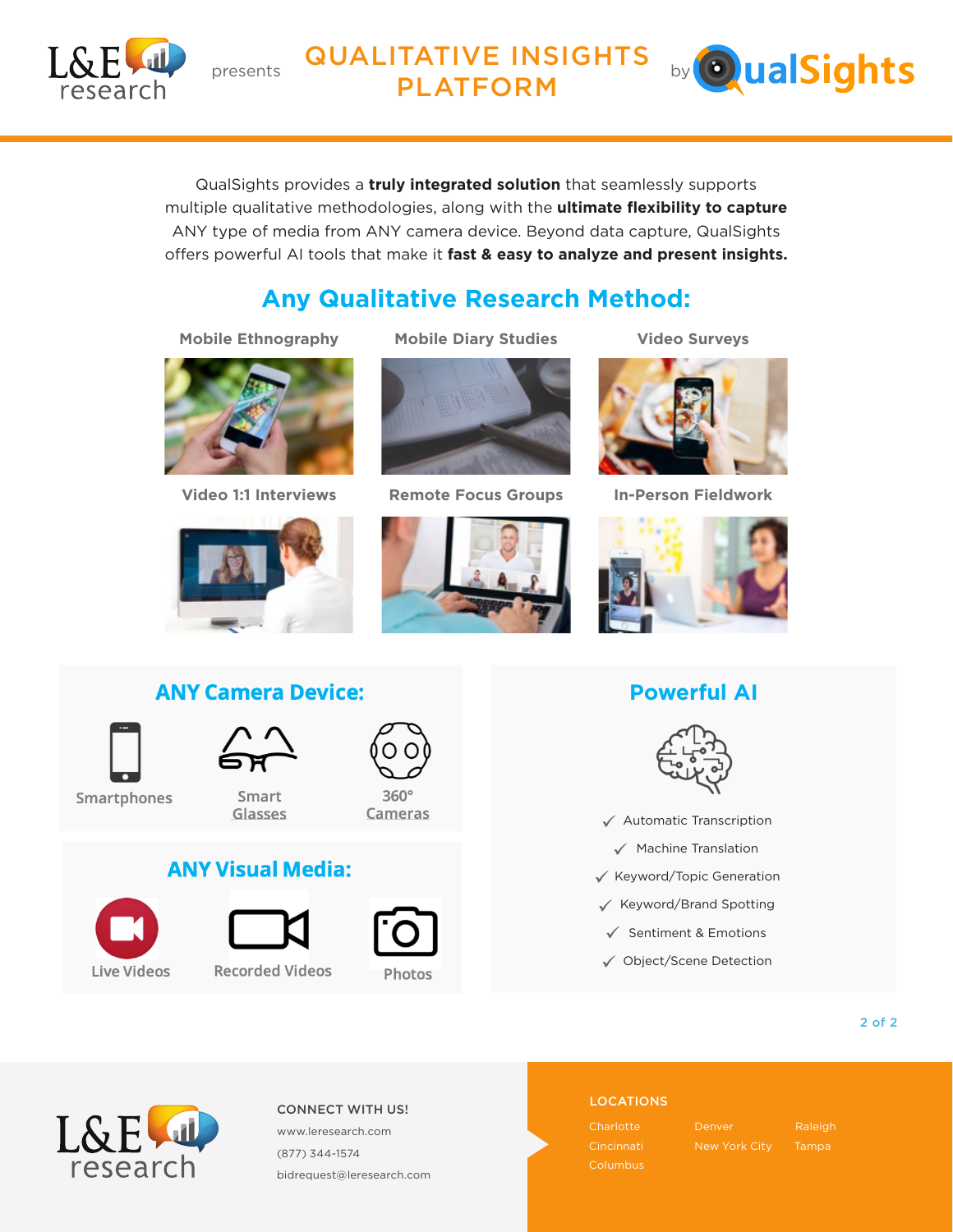L&E research presents

# QUALITATIVE INSIGHTS PLATFORM

by QualSights

QualSights provides a **truly integrated solution** that seamlessly supports multiple qualitative methodologies, along with the **ultimate flexibility to capture** ANY type of media from ANY camera device. Beyond data capture, QualSights offers powerful AI tools that make it **fast & easy to analyze and present insights.**

## Any Qualitative Research Method:

- Mobile Ethnography
- Mobile Diary Studies
- Video Surveys
- Video 1:1 Interviews
- Remote Focus Groups
- In-Person Fieldwork

## ANY Camera Device:

- Smartphones
- Smart Glasses
- 360° Cameras

## ANY Visual Media:

- Live Videos
- Recorded Videos
- Photos

## Powerful AI

- ✓ Automatic Transcription
- ✓ Machine Translation
- ✓ Keyword/Topic Generation
- ✓ Keyword/Brand Spotting
- ✓ Sentiment & Emotions
- ✓ Object/Scene Detection

L&E research

**CONNECT WITH US!**

www.leresearch.com

(877) 344-1574

bidrequest@leresearch.com

**LOCATIONS**

Charlotte
Cincinnati
Columbus
Denver
New York City
Raleigh
Tampa